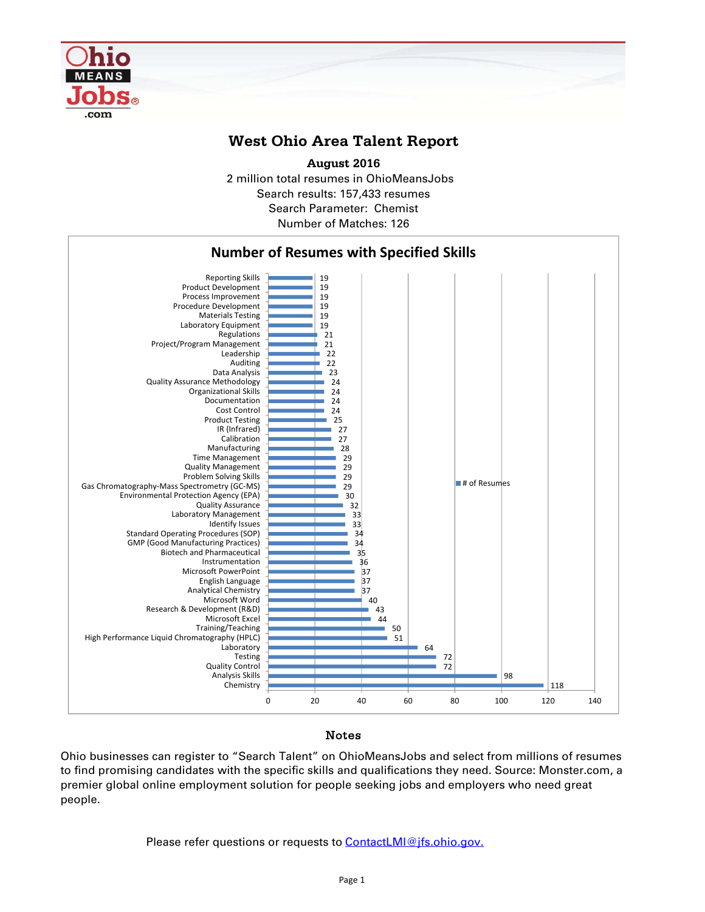# West Ohio Area Talent Report

**August 2016**

2 million total resumes in OhioMeansJobs

Search results: 157,433 resumes

Search Parameter: Chemist

Number of Matches: 126

## Number of Resumes with Specified Skills

Reporting Skills 19
Product Development 19
Process Improvement 19
Procedure Development 19
Materials Testing 19
Laboratory Equipment 19
Regulations 21
Project/Program Management 21
Leadership 22
Auditing 22
Data Analysis 23
Quality Assurance Methodology 24
Organizational Skills 24
Documentation 24
Cost Control 24
Product Testing 25
IR (Infrared) 27
Calibration 27
Manufacturing 28
Time Management 29
Quality Management 29
Problem Solving Skills 29
Gas Chromatography-Mass Spectrometry (GC-MS) 29
Environmental Protection Agency (EPA) 30
Quality Assurance 32
Laboratory Management 33
Identify Issues 33
Standard Operating Procedures (SOP) 34
GMP (Good Manufacturing Practices) 34
Biotech and Pharmaceutical 35
Instrumentation 36
Microsoft PowerPoint 37
English Language 37
Analytical Chemistry 37
Microsoft Word 40
Research & Development (R&D) 43
Microsoft Excel 44
Training/Teaching 50
High Performance Liquid Chromatography (HPLC) 51
Laboratory 64
Testing 72
Quality Control 72
Analysis Skills 98
Chemistry 118

0 20 40 60 80 100 120 140

# of Resumes

## Notes

Ohio businesses can register to "Search Talent" on OhioMeansJobs and select from millions of resumes to find promising candidates with the specific skills and qualifications they need. Source: Monster.com, a premier global online employment solution for people seeking jobs and employers who need great people.

Please refer questions or requests to [ContactLMI@jfs.ohio.gov.](mailto:ContactLMI@jfs.ohio.gov)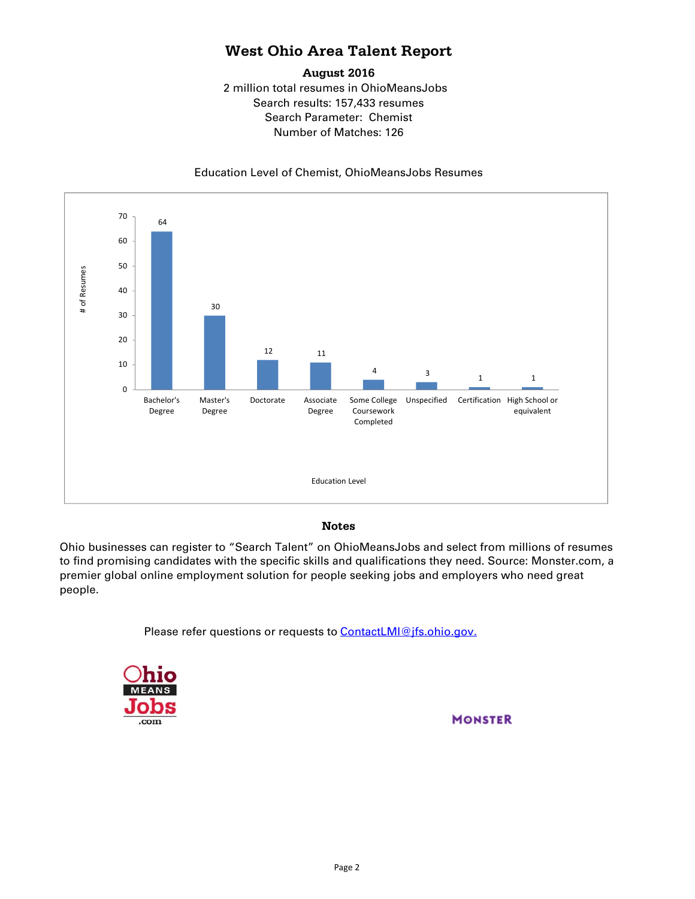# West Ohio Area Talent Report

**August 2016**

2 million total resumes in OhioMeansJobs
Search results: 157,433 resumes
Search Parameter: Chemist
Number of Matches: 126

Education Level of Chemist, OhioMeansJobs Resumes

# of Resumes

70
60
50
40
30
20
10
0

64
30
12
11
4
3
1
1

Bachelor's Degree
Master's Degree
Doctorate
Associate Degree
Some College Coursework Completed
Unspecified
Certification
High School or equivalent

Education Level

## Notes

Ohio businesses can register to "Search Talent" on OhioMeansJobs and select from millions of resumes to find promising candidates with the specific skills and qualifications they need. Source: Monster.com, a premier global online employment solution for people seeking jobs and employers who need great people.

Please refer questions or requests to [ContactLMI@jfs.ohio.gov.](mailto:ContactLMI@jfs.ohio.gov)

Ohio MEANS Jobs .com

MONSTER